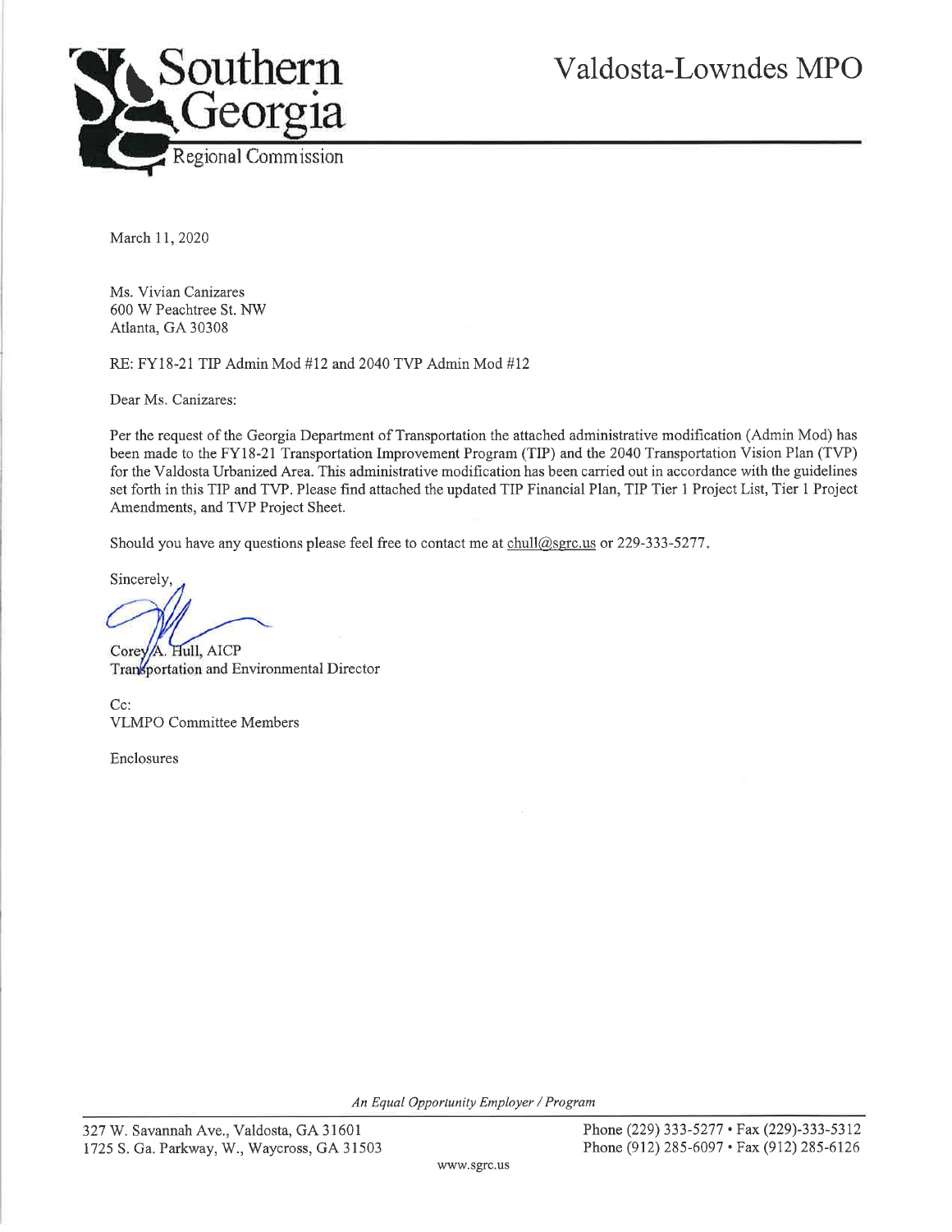Southern Georgia Regional Commission

# Valdosta-Lowndes MPO

March 11, 2020

Ms. Vivian Canizares
600 W Peachtree St. NW
Atlanta, GA 30308

RE: FY18-21 TIP Admin Mod #12 and 2040 TVP Admin Mod #12

Dear Ms. Canizares:

Per the request of the Georgia Department of Transportation the attached administrative modification (Admin Mod) has been made to the FY18-21 Transportation Improvement Program (TIP) and the 2040 Transportation Vision Plan (TVP) for the Valdosta Urbanized Area. This administrative modification has been carried out in accordance with the guidelines set forth in this TIP and TVP. Please find attached the updated TIP Financial Plan, TIP Tier 1 Project List, Tier 1 Project Amendments, and TVP Project Sheet.

Should you have any questions please feel free to contact me at chull@sgrc.us or 229-333-5277.

Sincerely,

Corey A. Hull, AICP
Transportation and Environmental Director

Cc:
VLMPO Committee Members

Enclosures

*An Equal Opportunity Employer / Program*

327 W. Savannah Ave., Valdosta, GA 31601
1725 S. Ga. Parkway, W., Waycross, GA 31503

Phone (229) 333-5277 • Fax (229)-333-5312
Phone (912) 285-6097 • Fax (912) 285-6126

www.sgrc.us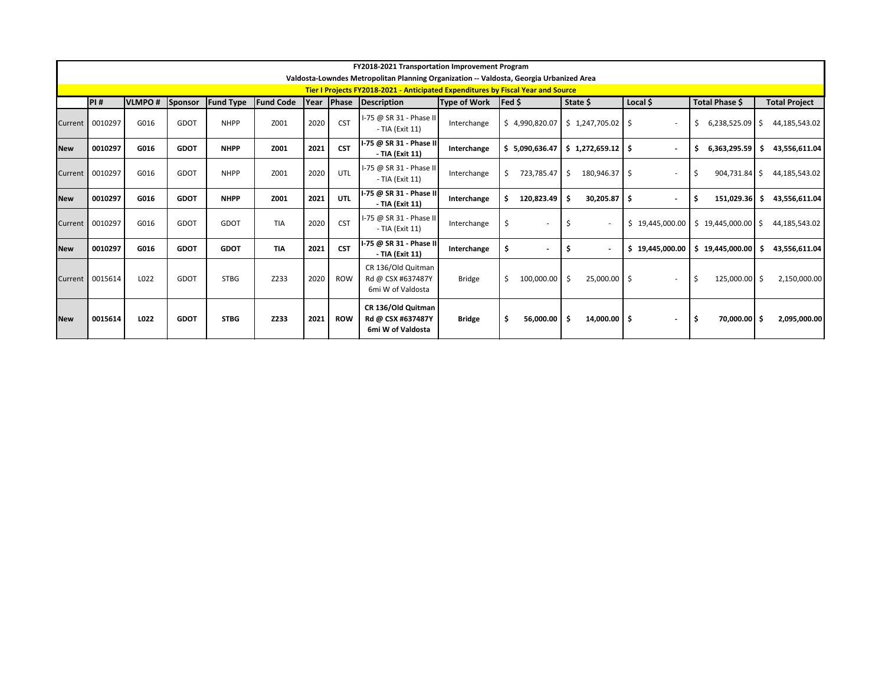**FY2018-2021 Transportation Improvement Program**

**Valdosta-Lowndes Metropolitan Planning Organization -- Valdosta, Georgia Urbanized Area**

**Tier I Projects FY2018-2021 - Anticipated Expenditures by Fiscal Year and Source**

| | PI # | VLMPO # | Sponsor | Fund Type | Fund Code | Year | Phase | Description | Type of Work | Fed $ | State $ | Local $ | Total Phase $ | Total Project |
|---|---|---|---|---|---|---|---|---|---|---|---|---|---|---|
| Current | 0010297 | G016 | GDOT | NHPP | Z001 | 2020 | CST | I-75 @ SR 31 - Phase II - TIA (Exit 11) | Interchange | $ 4,990,820.07 | $ 1,247,705.02 | $ - | $ 6,238,525.09 | $ 44,185,543.02 |
| **New** | **0010297** | **G016** | **GDOT** | **NHPP** | **Z001** | **2021** | **CST** | **I-75 @ SR 31 - Phase II - TIA (Exit 11)** | **Interchange** | **$ 5,090,636.47** | **$ 1,272,659.12** | **$ -** | **$ 6,363,295.59** | **$ 43,556,611.04** |
| Current | 0010297 | G016 | GDOT | NHPP | Z001 | 2020 | UTL | I-75 @ SR 31 - Phase II - TIA (Exit 11) | Interchange | $ 723,785.47 | $ 180,946.37 | $ - | $ 904,731.84 | $ 44,185,543.02 |
| **New** | **0010297** | **G016** | **GDOT** | **NHPP** | **Z001** | **2021** | **UTL** | **I-75 @ SR 31 - Phase II - TIA (Exit 11)** | **Interchange** | **$ 120,823.49** | **$ 30,205.87** | **$ -** | **$ 151,029.36** | **$ 43,556,611.04** |
| Current | 0010297 | G016 | GDOT | GDOT | TIA | 2020 | CST | I-75 @ SR 31 - Phase II - TIA (Exit 11) | Interchange | $ - | $ - | $ 19,445,000.00 | $ 19,445,000.00 | $ 44,185,543.02 |
| **New** | **0010297** | **G016** | **GDOT** | **GDOT** | **TIA** | **2021** | **CST** | **I-75 @ SR 31 - Phase II - TIA (Exit 11)** | **Interchange** | **$ -** | **$ -** | **$ 19,445,000.00** | **$ 19,445,000.00** | **$ 43,556,611.04** |
| Current | 0015614 | L022 | GDOT | STBG | Z233 | 2020 | ROW | CR 136/Old Quitman Rd @ CSX #637487Y 6mi W of Valdosta | Bridge | $ 100,000.00 | $ 25,000.00 | $ - | $ 125,000.00 | $ 2,150,000.00 |
| **New** | **0015614** | **L022** | **GDOT** | **STBG** | **Z233** | **2021** | **ROW** | **CR 136/Old Quitman Rd @ CSX #637487Y 6mi W of Valdosta** | **Bridge** | **$ 56,000.00** | **$ 14,000.00** | **$ -** | **$ 70,000.00** | **$ 2,095,000.00** |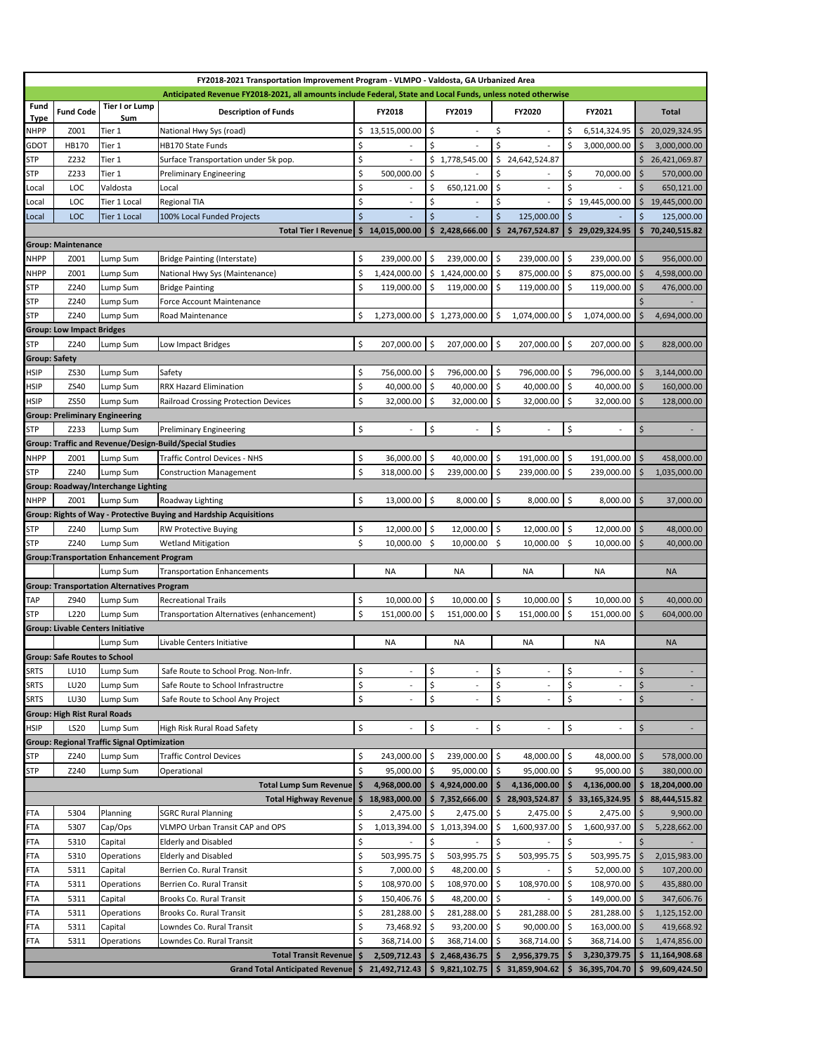| FY2018-2021 Transportation Improvement Program - VLMPO - Valdosta, GA Urbanized Area | | | | | | | | |
|---|---|---|---|---|---|---|---|---|
| Anticipated Revenue FY2018-2021, all amounts include Federal, State and Local Funds, unless noted otherwise | | | | | | | | |
| Fund Type | Fund Code | Tier I or Lump Sum | Description of Funds | FY2018 | FY2019 | FY2020 | FY2021 | Total |
| NHPP | Z001 | Tier 1 | National Hwy Sys (road) | $ 13,515,000.00 | $ - | $ - | $ 6,514,324.95 | $ 20,029,324.95 |
| GDOT | HB170 | Tier 1 | HB170 State Funds | $ - | $ - | $ - | $ 3,000,000.00 | $ 3,000,000.00 |
| STP | Z232 | Tier 1 | Surface Transportation under 5k pop. | $ - | $ 1,778,545.00 | $ 24,642,524.87 | | $ 26,421,069.87 |
| STP | Z233 | Tier 1 | Preliminary Engineering | $ 500,000.00 | $ - | $ - | $ 70,000.00 | $ 570,000.00 |
| Local | LOC | Valdosta | Local | $ - | $ 650,121.00 | $ - | $ - | $ 650,121.00 |
| Local | LOC | Tier 1 Local | Regional TIA | $ - | $ - | $ - | $ 19,445,000.00 | $ 19,445,000.00 |
| Local | LOC | Tier 1 Local | 100% Local Funded Projects | $ - | $ - | $ 125,000.00 | $ - | $ 125,000.00 |
| | | | **Total Tier I Revenue** | **$ 14,015,000.00** | **$ 2,428,666.00** | **$ 24,767,524.87** | **$ 29,029,324.95** | **$ 70,240,515.82** |
| **Group: Maintenance** | | | | | | | | |
| NHPP | Z001 | Lump Sum | Bridge Painting (Interstate) | $ 239,000.00 | $ 239,000.00 | $ 239,000.00 | $ 239,000.00 | $ 956,000.00 |
| NHPP | Z001 | Lump Sum | National Hwy Sys (Maintenance) | $ 1,424,000.00 | $ 1,424,000.00 | $ 875,000.00 | $ 875,000.00 | $ 4,598,000.00 |
| STP | Z240 | Lump Sum | Bridge Painting | $ 119,000.00 | $ 119,000.00 | $ 119,000.00 | $ 119,000.00 | $ 476,000.00 |
| STP | Z240 | Lump Sum | Force Account Maintenance | | | | | $ - |
| STP | Z240 | Lump Sum | Road Maintenance | $ 1,273,000.00 | $ 1,273,000.00 | $ 1,074,000.00 | $ 1,074,000.00 | $ 4,694,000.00 |
| **Group: Low Impact Bridges** | | | | | | | | |
| STP | Z240 | Lump Sum | Low Impact Bridges | $ 207,000.00 | $ 207,000.00 | $ 207,000.00 | $ 207,000.00 | $ 828,000.00 |
| **Group: Safety** | | | | | | | | |
| HSIP | ZS30 | Lump Sum | Safety | $ 756,000.00 | $ 796,000.00 | $ 796,000.00 | $ 796,000.00 | $ 3,144,000.00 |
| HSIP | ZS40 | Lump Sum | RRX Hazard Elimination | $ 40,000.00 | $ 40,000.00 | $ 40,000.00 | $ 40,000.00 | $ 160,000.00 |
| HSIP | ZS50 | Lump Sum | Railroad Crossing Protection Devices | $ 32,000.00 | $ 32,000.00 | $ 32,000.00 | $ 32,000.00 | $ 128,000.00 |
| **Group: Preliminary Engineering** | | | | | | | | |
| STP | Z233 | Lump Sum | Preliminary Engineering | $ - | $ - | $ - | $ - | $ - |
| **Group: Traffic and Revenue/Design-Build/Special Studies** | | | | | | | | |
| NHPP | Z001 | Lump Sum | Traffic Control Devices - NHS | $ 36,000.00 | $ 40,000.00 | $ 191,000.00 | $ 191,000.00 | $ 458,000.00 |
| STP | Z240 | Lump Sum | Construction Management | $ 318,000.00 | $ 239,000.00 | $ 239,000.00 | $ 239,000.00 | $ 1,035,000.00 |
| **Group: Roadway/Interchange Lighting** | | | | | | | | |
| NHPP | Z001 | Lump Sum | Roadway Lighting | $ 13,000.00 | $ 8,000.00 | $ 8,000.00 | $ 8,000.00 | $ 37,000.00 |
| **Group: Rights of Way - Protective Buying and Hardship Acquisitions** | | | | | | | | |
| STP | Z240 | Lump Sum | RW Protective Buying | $ 12,000.00 | $ 12,000.00 | $ 12,000.00 | $ 12,000.00 | $ 48,000.00 |
| STP | Z240 | Lump Sum | Wetland Mitigation | $ 10,000.00 | $ 10,000.00 | $ 10,000.00 | $ 10,000.00 | $ 40,000.00 |
| **Group:Transportation Enhancement Program** | | | | | | | | |
| | | Lump Sum | Transportation Enhancements | NA | NA | NA | NA | NA |
| **Group: Transportation Alternatives Program** | | | | | | | | |
| TAP | Z940 | Lump Sum | Recreational Trails | $ 10,000.00 | $ 10,000.00 | $ 10,000.00 | $ 10,000.00 | $ 40,000.00 |
| STP | L220 | Lump Sum | Transportation Alternatives (enhancement) | $ 151,000.00 | $ 151,000.00 | $ 151,000.00 | $ 151,000.00 | $ 604,000.00 |
| **Group: Livable Centers Initiative** | | | | | | | | |
| | | Lump Sum | Livable Centers Initiative | NA | NA | NA | NA | NA |
| **Group: Safe Routes to School** | | | | | | | | |
| SRTS | LU10 | Lump Sum | Safe Route to School Prog. Non-Infr. | $ - | $ - | $ - | $ - | $ - |
| SRTS | LU20 | Lump Sum | Safe Route to School Infrastructre | $ - | $ - | $ - | $ - | $ - |
| SRTS | LU30 | Lump Sum | Safe Route to School Any Project | $ - | $ - | $ - | $ - | $ - |
| **Group: High Rist Rural Roads** | | | | | | | | |
| HSIP | LS20 | Lump Sum | High Risk Rural Road Safety | $ - | $ - | $ - | $ - | $ - |
| **Group: Regional Traffic Signal Optimization** | | | | | | | | |
| STP | Z240 | Lump Sum | Traffic Control Devices | $ 243,000.00 | $ 239,000.00 | $ 48,000.00 | $ 48,000.00 | $ 578,000.00 |
| STP | Z240 | Lump Sum | Operational | $ 95,000.00 | $ 95,000.00 | $ 95,000.00 | $ 95,000.00 | $ 380,000.00 |
| | | | **Total Lump Sum Revenue** | **$ 4,968,000.00** | **$ 4,924,000.00** | **$ 4,136,000.00** | **$ 4,136,000.00** | **$ 18,204,000.00** |
| | | | **Total Highway Revenue** | **$ 18,983,000.00** | **$ 7,352,666.00** | **$ 28,903,524.87** | **$ 33,165,324.95** | **$ 88,444,515.82** |
| FTA | 5304 | Planning | SGRC Rural Planning | $ 2,475.00 | $ 2,475.00 | $ 2,475.00 | $ 2,475.00 | $ 9,900.00 |
| FTA | 5307 | Cap/Ops | VLMPO Urban Transit CAP and OPS | $ 1,013,394.00 | $ 1,013,394.00 | $ 1,600,937.00 | $ 1,600,937.00 | $ 5,228,662.00 |
| FTA | 5310 | Capital | Elderly and Disabled | $ - | $ - | $ - | $ - | $ - |
| FTA | 5310 | Operations | Elderly and Disabled | $ 503,995.75 | $ 503,995.75 | $ 503,995.75 | $ 503,995.75 | $ 2,015,983.00 |
| FTA | 5311 | Capital | Berrien Co. Rural Transit | $ 7,000.00 | $ 48,200.00 | $ - | $ 52,000.00 | $ 107,200.00 |
| FTA | 5311 | Operations | Berrien Co. Rural Transit | $ 108,970.00 | $ 108,970.00 | $ 108,970.00 | $ 108,970.00 | $ 435,880.00 |
| FTA | 5311 | Capital | Brooks Co. Rural Transit | $ 150,406.76 | $ 48,200.00 | $ - | $ 149,000.00 | $ 347,606.76 |
| FTA | 5311 | Operations | Brooks Co. Rural Transit | $ 281,288.00 | $ 281,288.00 | $ 281,288.00 | $ 281,288.00 | $ 1,125,152.00 |
| FTA | 5311 | Capital | Lowndes Co. Rural Transit | $ 73,468.92 | $ 93,200.00 | $ 90,000.00 | $ 163,000.00 | $ 419,668.92 |
| FTA | 5311 | Operations | Lowndes Co. Rural Transit | $ 368,714.00 | $ 368,714.00 | $ 368,714.00 | $ 368,714.00 | $ 1,474,856.00 |
| | | | **Total Transit Revenue** | **$ 2,509,712.43** | **$ 2,468,436.75** | **$ 2,956,379.75** | **$ 3,230,379.75** | **$ 11,164,908.68** |
| | | | **Grand Total Anticipated Revenue** | **$ 21,492,712.43** | **$ 9,821,102.75** | **$ 31,859,904.62** | **$ 36,395,704.70** | **$ 99,609,424.50** |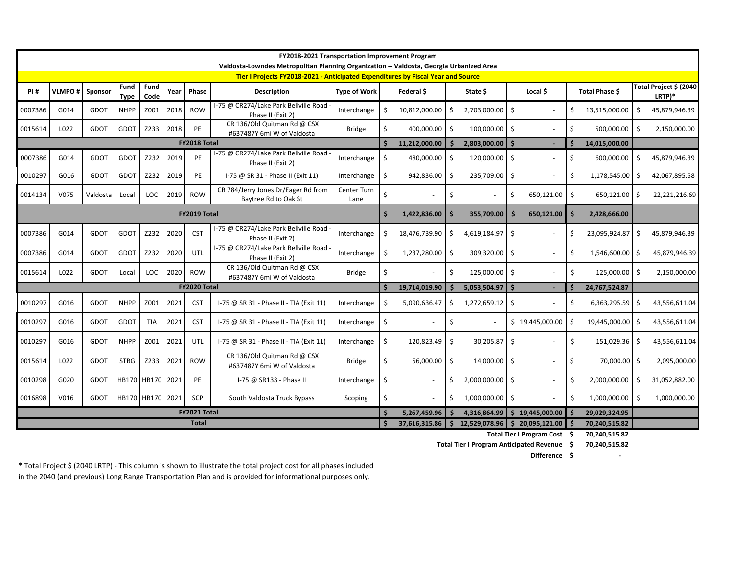**FY2018-2021 Transportation Improvement Program**

**Valdosta-Lowndes Metropolitan Planning Organization -- Valdosta, Georgia Urbanized Area**

**Tier I Projects FY2018-2021 - Anticipated Expenditures by Fiscal Year and Source**

| PI # | VLMPO # | Sponsor | Fund Type | Fund Code | Year | Phase | Description | Type of Work | Federal $ | State $ | Local $ | Total Phase $ | Total Project $ (2040 LRTP)* |
|---|---|---|---|---|---|---|---|---|---|---|---|---|---|
| 0007386 | G014 | GDOT | NHPP | Z001 | 2018 | ROW | I-75 @ CR274/Lake Park Bellville Road - Phase II (Exit 2) | Interchange | $ 10,812,000.00 | $ 2,703,000.00 | $ - | $ 13,515,000.00 | $ 45,879,946.39 |
| 0015614 | L022 | GDOT | GDOT | Z233 | 2018 | PE | CR 136/Old Quitman Rd @ CSX #637487Y 6mi W of Valdosta | Bridge | $ 400,000.00 | $ 100,000.00 | $ - | $ 500,000.00 | $ 2,150,000.00 |
| | | | | | | **FY2018 Total** | | | **$ 11,212,000.00** | **$ 2,803,000.00** | **$ -** | **$ 14,015,000.00** | |
| 0007386 | G014 | GDOT | GDOT | Z232 | 2019 | PE | I-75 @ CR274/Lake Park Bellville Road - Phase II (Exit 2) | Interchange | $ 480,000.00 | $ 120,000.00 | $ - | $ 600,000.00 | $ 45,879,946.39 |
| 0010297 | G016 | GDOT | GDOT | Z232 | 2019 | PE | I-75 @ SR 31 - Phase II (Exit 11) | Interchange | $ 942,836.00 | $ 235,709.00 | $ - | $ 1,178,545.00 | $ 42,067,895.58 |
| 0014134 | V075 | Valdosta | Local | LOC | 2019 | ROW | CR 784/Jerry Jones Dr/Eager Rd from Baytree Rd to Oak St | Center Turn Lane | $ - | $ - | $ 650,121.00 | $ 650,121.00 | $ 22,221,216.69 |
| | | | | | | **FY2019 Total** | | | **$ 1,422,836.00** | **$ 355,709.00** | **$ 650,121.00** | **$ 2,428,666.00** | |
| 0007386 | G014 | GDOT | GDOT | Z232 | 2020 | CST | I-75 @ CR274/Lake Park Bellville Road - Phase II (Exit 2) | Interchange | $ 18,476,739.90 | $ 4,619,184.97 | $ - | $ 23,095,924.87 | $ 45,879,946.39 |
| 0007386 | G014 | GDOT | GDOT | Z232 | 2020 | UTL | I-75 @ CR274/Lake Park Bellville Road - Phase II (Exit 2) | Interchange | $ 1,237,280.00 | $ 309,320.00 | $ - | $ 1,546,600.00 | $ 45,879,946.39 |
| 0015614 | L022 | GDOT | Local | LOC | 2020 | ROW | CR 136/Old Quitman Rd @ CSX #637487Y 6mi W of Valdosta | Bridge | $ - | $ 125,000.00 | $ - | $ 125,000.00 | $ 2,150,000.00 |
| | | | | | | **FY2020 Total** | | | **$ 19,714,019.90** | **$ 5,053,504.97** | **$ -** | **$ 24,767,524.87** | |
| 0010297 | G016 | GDOT | NHPP | Z001 | 2021 | CST | I-75 @ SR 31 - Phase II - TIA (Exit 11) | Interchange | $ 5,090,636.47 | $ 1,272,659.12 | $ - | $ 6,363,295.59 | $ 43,556,611.04 |
| 0010297 | G016 | GDOT | GDOT | TIA | 2021 | CST | I-75 @ SR 31 - Phase II - TIA (Exit 11) | Interchange | $ - | $ - | $ 19,445,000.00 | $ 19,445,000.00 | $ 43,556,611.04 |
| 0010297 | G016 | GDOT | NHPP | Z001 | 2021 | UTL | I-75 @ SR 31 - Phase II - TIA (Exit 11) | Interchange | $ 120,823.49 | $ 30,205.87 | $ - | $ 151,029.36 | $ 43,556,611.04 |
| 0015614 | L022 | GDOT | STBG | Z233 | 2021 | ROW | CR 136/Old Quitman Rd @ CSX #637487Y 6mi W of Valdosta | Bridge | $ 56,000.00 | $ 14,000.00 | $ - | $ 70,000.00 | $ 2,095,000.00 |
| 0010298 | G020 | GDOT | HB170 | HB170 | 2021 | PE | I-75 @ SR133 - Phase II | Interchange | $ - | $ 2,000,000.00 | $ - | $ 2,000,000.00 | $ 31,052,882.00 |
| 0016898 | V016 | GDOT | HB170 | HB170 | 2021 | SCP | South Valdosta Truck Bypass | Scoping | $ - | $ 1,000,000.00 | $ - | $ 1,000,000.00 | $ 1,000,000.00 |
| | | | | | | **FY2021 Total** | | | **$ 5,267,459.96** | **$ 4,316,864.99** | **$ 19,445,000.00** | **$ 29,029,324.95** | |
| | | | | | | **Total** | | | **$ 37,616,315.86** | **$ 12,529,078.96** | **$ 20,095,121.00** | **$ 70,240,515.82** | |

| | |
|---|---|
| **Total Tier I Program Cost** | **$ 70,240,515.82** |
| **Total Tier I Program Anticipated Revenue** | **$ 70,240,515.82** |
| **Difference** | **$ -** |

* Total Project $ (2040 LRTP) - This column is shown to illustrate the total project cost for all phases included in the 2040 (and previous) Long Range Transportation Plan and is provided for informational purposes only.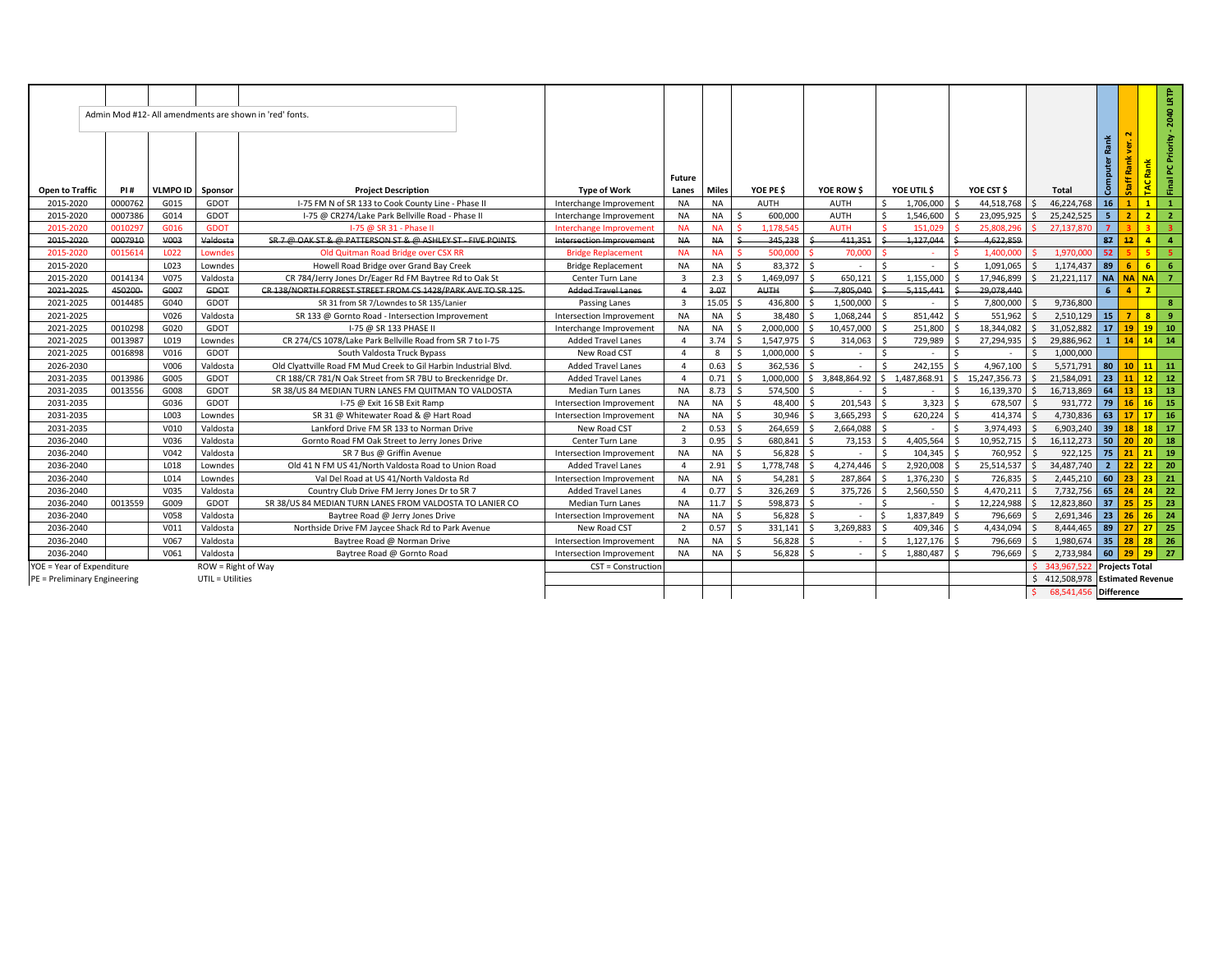Admin Mod #12- All amendments are shown in 'red' fonts.

| Open to Traffic | PI # | VLMPO ID | Sponsor | Project Description | Type of Work | Future Lanes | Miles | YOE PE $ | YOE ROW $ | YOE UTIL $ | YOE CST $ | Total | Computer Rank | Staff Rank ver. 2 | TAC Rank | Final PC Priority - 2040 LRTP |
|---|---|---|---|---|---|---|---|---|---|---|---|---|---|---|---|---|
| 2015-2020 | 0000762 | G015 | GDOT | I-75 FM N of SR 133 to Cook County Line - Phase II | Interchange Improvement | NA | NA | AUTH | AUTH | $ 1,706,000 | $ 44,518,768 | $ 46,224,768 | 16 | 1 | 1 | 1 |
| 2015-2020 | 0007386 | G014 | GDOT | I-75 @ CR274/Lake Park Bellville Road - Phase II | Interchange Improvement | NA | NA | $ 600,000 | AUTH | $ 1,546,600 | $ 23,095,925 | $ 25,242,525 | 5 | 2 | 2 | 2 |
| 2015-2020 | 0010297 | G016 | GDOT | I-75 @ SR 31 - Phase II | Interchange Improvement | NA | NA | $ 1,178,545 | AUTH | $ 151,029 | $ 25,808,296 | $ 27,137,870 | 7 | 3 | 3 | 3 |
| ~~2015-2020~~ | ~~0007910~~ | ~~V003~~ | ~~Valdosta~~ | ~~SR 7 @ OAK ST & @ PATTERSON ST & @ ASHLEY ST - FIVE POINTS~~ | ~~Intersection Improvement~~ | ~~NA~~ | ~~NA~~ | ~~$ 345,238~~ | ~~$ 411,351~~ | ~~$ 1,127,044~~ | ~~$ 4,622,859~~ | | 87 | 12 | 4 | 4 |
| 2015-2020 | 0015614 | L022 | Lowndes | Old Quitman Road Bridge over CSX RR | Bridge Replacement | NA | NA | $ 500,000 | $ 70,000 | $ - | $ 1,400,000 | $ 1,970,000 | 52 | 5 | 5 | 5 |
| 2015-2020 | | L023 | Lowndes | Howell Road Bridge over Grand Bay Creek | Bridge Replacement | NA | NA | $ 83,372 | $ - | $ - | $ 1,091,065 | $ 1,174,437 | 89 | 6 | 6 | 6 |
| 2015-2020 | 0014134 | V075 | Valdosta | CR 784/Jerry Jones Dr/Eager Rd FM Baytree Rd to Oak St | Center Turn Lane | 3 | 2.3 | $ 1,469,097 | $ 650,121 | $ 1,155,000 | $ 17,946,899 | $ 21,221,117 | NA | NA | NA | 7 |
| ~~2021-2025~~ | ~~450200-~~ | ~~G007~~ | ~~GDOT~~ | ~~CR 138/NORTH FORREST STREET FROM CS 1428/PARK AVE TO SR 125~~ | ~~Added Travel Lanes~~ | ~~4~~ | ~~3.07~~ | ~~AUTH~~ | ~~$ 7,805,040~~ | ~~$ 5,115,441~~ | ~~$ 29,078,440~~ | | 6 | 4 | ~~7~~ | |
| 2021-2025 | 0014485 | G040 | GDOT | SR 31 from SR 7/Lowndes to SR 135/Lanier | Passing Lanes | 3 | 15.05 | $ 436,800 | $ 1,500,000 | $ - | $ 7,800,000 | $ 9,736,800 | | | | 8 |
| 2021-2025 | | V026 | Valdosta | SR 133 @ Gornto Road - Intersection Improvement | Intersection Improvement | NA | NA | $ 38,480 | $ 1,068,244 | $ 851,442 | $ 551,962 | $ 2,510,129 | 15 | 7 | 8 | 9 |
| 2021-2025 | 0010298 | G020 | GDOT | I-75 @ SR 133 PHASE II | Interchange Improvement | NA | NA | $ 2,000,000 | $ 10,457,000 | $ 251,800 | $ 18,344,082 | $ 31,052,882 | 17 | 19 | 19 | 10 |
| 2021-2025 | 0013987 | L019 | Lowndes | CR 274/CS 1078/Lake Park Bellville Road from SR 7 to I-75 | Added Travel Lanes | 4 | 3.74 | $ 1,547,975 | $ 314,063 | $ 729,989 | $ 27,294,935 | $ 29,886,962 | 1 | 14 | 14 | 14 |
| 2021-2025 | 0016898 | V016 | GDOT | South Valdosta Truck Bypass | New Road CST | 4 | 8 | $ 1,000,000 | $ - | $ - | $ - | $ 1,000,000 | | | | |
| 2026-2030 | | V006 | Valdosta | Old Clyattville Road FM Mud Creek to Gil Harbin Industrial Blvd. | Added Travel Lanes | 4 | 0.63 | $ 362,536 | $ - | $ 242,155 | $ 4,967,100 | $ 5,571,791 | 80 | 10 | 11 | 11 |
| 2031-2035 | 0013986 | G005 | GDOT | CR 188/CR 781/N Oak Street from SR 7BU to Breckenridge Dr. | Added Travel Lanes | 4 | 0.71 | $ 1,000,000 | $ 3,848,864.92 | $ 1,487,868.91 | $ 15,247,356.73 | $ 21,584,091 | 23 | 11 | 12 | 12 |
| 2031-2035 | 0013556 | G008 | GDOT | SR 38/US 84 MEDIAN TURN LANES FM QUITMAN TO VALDOSTA | Median Turn Lanes | NA | 8.73 | $ 574,500 | $ - | $ - | $ 16,139,370 | $ 16,713,869 | 64 | 13 | 13 | 13 |
| 2031-2035 | | G036 | GDOT | I-75 @ Exit 16 SB Exit Ramp | Intersection Improvement | NA | NA | $ 48,400 | $ 201,543 | $ 3,323 | $ 678,507 | $ 931,772 | 79 | 16 | 16 | 15 |
| 2031-2035 | | L003 | Lowndes | SR 31 @ Whitewater Road & @ Hart Road | Intersection Improvement | NA | NA | $ 30,946 | $ 3,665,293 | $ 620,224 | $ 414,374 | $ 4,730,836 | 63 | 17 | 17 | 16 |
| 2031-2035 | | V010 | Valdosta | Lankford Drive FM SR 133 to Norman Drive | New Road CST | 2 | 0.53 | $ 264,659 | $ 2,664,088 | $ - | $ 3,974,493 | $ 6,903,240 | 39 | 18 | 18 | 17 |
| 2036-2040 | | V036 | Valdosta | Gornto Road FM Oak Street to Jerry Jones Drive | Center Turn Lane | 3 | 0.95 | $ 680,841 | $ 73,153 | $ 4,405,564 | $ 10,952,715 | $ 16,112,273 | 50 | 20 | 20 | 18 |
| 2036-2040 | | V042 | Valdosta | SR 7 Bus @ Griffin Avenue | Intersection Improvement | NA | NA | $ 56,828 | $ - | $ 104,345 | $ 760,952 | $ 922,125 | 75 | 21 | 21 | 19 |
| 2036-2040 | | L018 | Lowndes | Old 41 N FM US 41/North Valdosta Road to Union Road | Added Travel Lanes | 4 | 2.91 | $ 1,778,748 | $ 4,274,446 | $ 2,920,008 | $ 25,514,537 | $ 34,487,740 | 2 | 22 | 22 | 20 |
| 2036-2040 | | L014 | Lowndes | Val Del Road at US 41/North Valdosta Rd | Intersection Improvement | NA | NA | $ 54,281 | $ 287,864 | $ 1,376,230 | $ 726,835 | $ 2,445,210 | 60 | 23 | 23 | 21 |
| 2036-2040 | | V035 | Valdosta | Country Club Drive FM Jerry Jones Dr to SR 7 | Added Travel Lanes | 4 | 0.77 | $ 326,269 | $ 375,726 | $ 2,560,550 | $ 4,470,211 | $ 7,732,756 | 65 | 24 | 24 | 22 |
| 2036-2040 | 0013559 | G009 | GDOT | SR 38/US 84 MEDIAN TURN LANES FROM VALDOSTA TO LANIER CO | Median Turn Lanes | NA | 11.7 | $ 598,873 | $ - | $ - | $ 12,224,988 | $ 12,823,860 | 37 | 25 | 25 | 23 |
| 2036-2040 | | V058 | Valdosta | Baytree Road @ Jerry Jones Drive | Intersection Improvement | NA | NA | $ 56,828 | $ - | $ 1,837,849 | $ 796,669 | $ 2,691,346 | 23 | 26 | 26 | 24 |
| 2036-2040 | | V011 | Valdosta | Northside Drive FM Jaycee Shack Rd to Park Avenue | New Road CST | 2 | 0.57 | $ 331,141 | $ 3,269,883 | $ 409,346 | $ 4,434,094 | $ 8,444,465 | 89 | 27 | 27 | 25 |
| 2036-2040 | | V067 | Valdosta | Baytree Road @ Norman Drive | Intersection Improvement | NA | NA | $ 56,828 | $ - | $ 1,127,176 | $ 796,669 | $ 1,980,674 | 35 | 28 | 28 | 26 |
| 2036-2040 | | V061 | Valdosta | Baytree Road @ Gornto Road | Intersection Improvement | NA | NA | $ 56,828 | $ - | $ 1,880,487 | $ 796,669 | $ 2,733,984 | 60 | 29 | 29 | 27 |
| YOE = Year of Expenditure | | | ROW = Right of Way | | CST = Construction | | | | | | | $ 343,967,522 | Projects Total | | | |
| PE = Preliminary Engineering | | | UTIL = Utilities | | | | | | | | | $ 412,508,978 | Estimated Revenue | | | |
| | | | | | | | | | | | | $ 68,541,456 | Difference | | | |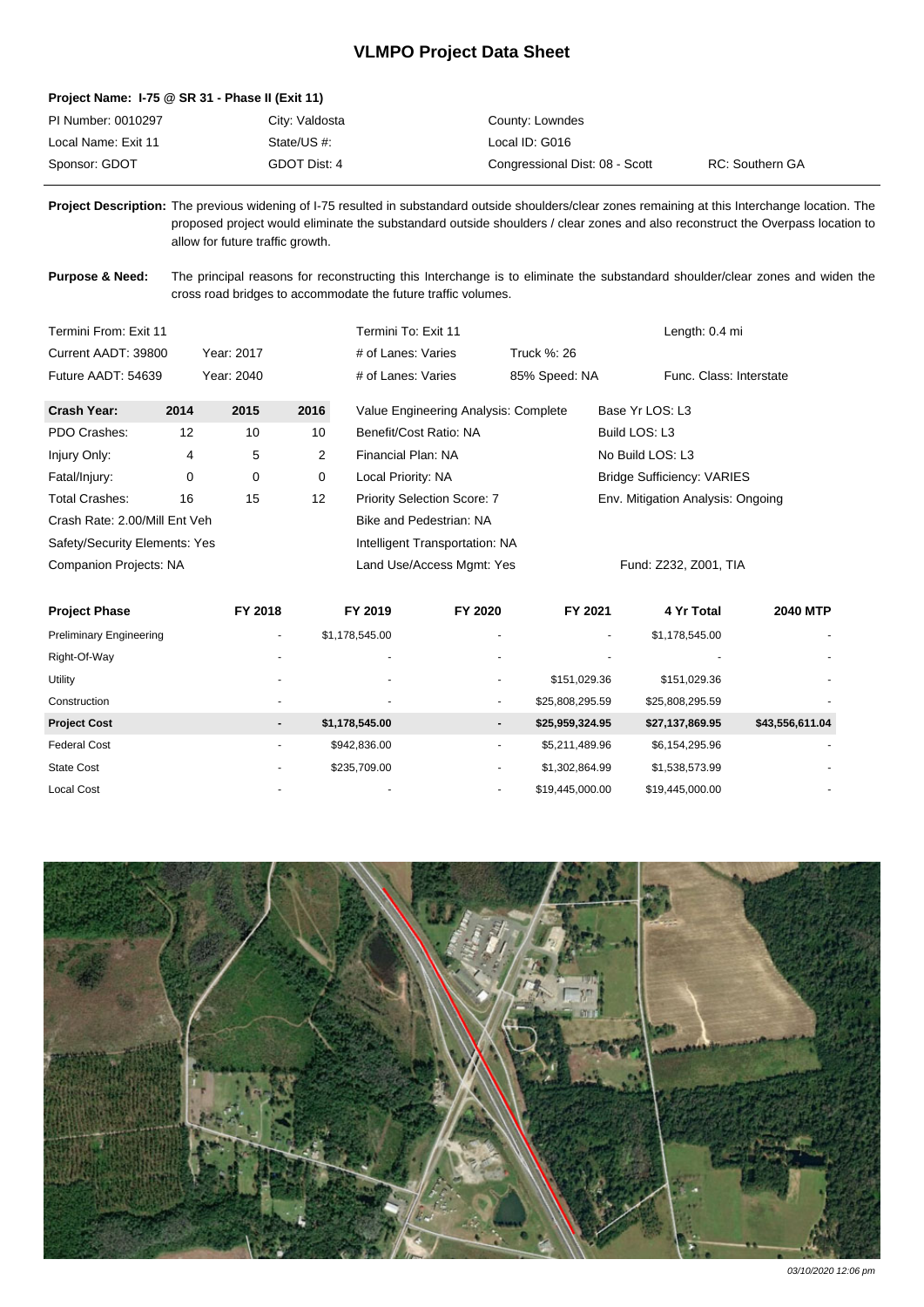# VLMPO Project Data Sheet

**Project Name: I-75 @ SR 31 - Phase II (Exit 11)**

| | | | |
|---|---|---|---|
| PI Number: 0010297 | City: Valdosta | County: Lowndes | |
| Local Name: Exit 11 | State/US #: | Local ID: G016 | |
| Sponsor: GDOT | GDOT Dist: 4 | Congressional Dist: 08 - Scott | RC: Southern GA |

**Project Description:** The previous widening of I-75 resulted in substandard outside shoulders/clear zones remaining at this Interchange location. The proposed project would eliminate the substandard outside shoulders / clear zones and also reconstruct the Overpass location to allow for future traffic growth.

**Purpose & Need:** The principal reasons for reconstructing this Interchange is to eliminate the substandard shoulder/clear zones and widen the cross road bridges to accommodate the future traffic volumes.

| | | | | |
|---|---|---|---|---|
| Termini From: Exit 11 | | Termini To: Exit 11 | | Length: 0.4 mi |
| Current AADT: 39800 | Year: 2017 | # of Lanes: Varies | Truck %: 26 | |
| Future AADT: 54639 | Year: 2040 | # of Lanes: Varies | 85% Speed: NA | Func. Class: Interstate |

| Crash Year: | 2014 | 2015 | 2016 | | |
|---|---|---|---|---|---|
| PDO Crashes: | 12 | 10 | 10 | Value Engineering Analysis: Complete | Base Yr LOS: L3 |
| Injury Only: | 4 | 5 | 2 | Benefit/Cost Ratio: NA | Build LOS: L3 |
| Fatal/Injury: | 0 | 0 | 0 | Financial Plan: NA | No Build LOS: L3 |
| Total Crashes: | 16 | 15 | 12 | Local Priority: NA | Bridge Sufficiency: VARIES |
| Crash Rate: 2.00/Mill Ent Veh | | | | Priority Selection Score: 7 | Env. Mitigation Analysis: Ongoing |
| Safety/Security Elements: Yes | | | | Bike and Pedestrian: NA | |
| Companion Projects: NA | | | | Intelligent Transportation: NA | |
| | | | | Land Use/Access Mgmt: Yes | Fund: Z232, Z001, TIA |

| Project Phase | FY 2018 | FY 2019 | FY 2020 | FY 2021 | 4 Yr Total | 2040 MTP |
|---|---|---|---|---|---|---|
| Preliminary Engineering | - | $1,178,545.00 | - | - | $1,178,545.00 | - |
| Right-Of-Way | - | - | - | - | - | - |
| Utility | - | - | - | $151,029.36 | $151,029.36 | - |
| Construction | - | - | - | $25,808,295.59 | $25,808,295.59 | - |
| **Project Cost** | **-** | **$1,178,545.00** | **-** | **$25,959,324.95** | **$27,137,869.95** | **$43,556,611.04** |
| Federal Cost | - | $942,836.00 | - | $5,211,489.96 | $6,154,295.96 | - |
| State Cost | - | $235,709.00 | - | $1,302,864.99 | $1,538,573.99 | - |
| Local Cost | - | - | - | $19,445,000.00 | $19,445,000.00 | - |

03/10/2020 12:06 pm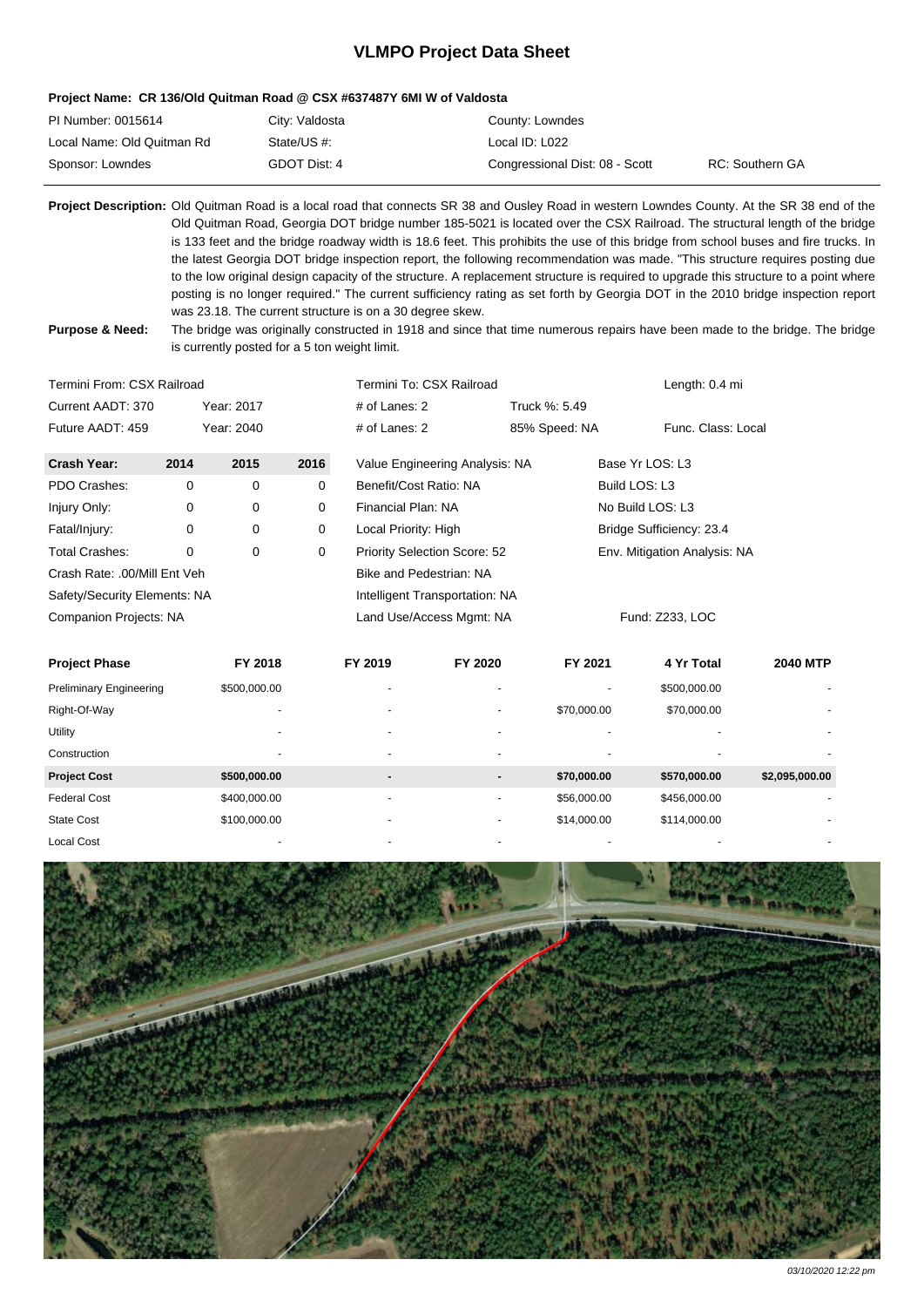# VLMPO Project Data Sheet

**Project Name: CR 136/Old Quitman Road @ CSX #637487Y 6MI W of Valdosta**

| | | | |
|---|---|---|---|
| PI Number: 0015614 | City: Valdosta | County: Lowndes | |
| Local Name: Old Quitman Rd | State/US #: | Local ID: L022 | |
| Sponsor: Lowndes | GDOT Dist: 4 | Congressional Dist: 08 - Scott | RC: Southern GA |

**Project Description:** Old Quitman Road is a local road that connects SR 38 and Ousley Road in western Lowndes County. At the SR 38 end of the Old Quitman Road, Georgia DOT bridge number 185-5021 is located over the CSX Railroad. The structural length of the bridge is 133 feet and the bridge roadway width is 18.6 feet. This prohibits the use of this bridge from school buses and fire trucks. In the latest Georgia DOT bridge inspection report, the following recommendation was made. "This structure requires posting due to the low original design capacity of the structure. A replacement structure is required to upgrade this structure to a point where posting is no longer required." The current sufficiency rating as set forth by Georgia DOT in the 2010 bridge inspection report was 23.18. The current structure is on a 30 degree skew.

**Purpose & Need:** The bridge was originally constructed in 1918 and since that time numerous repairs have been made to the bridge. The bridge is currently posted for a 5 ton weight limit.

| | | | | |
|---|---|---|---|---|
| Termini From: CSX Railroad | | Termini To: CSX Railroad | | Length: 0.4 mi |
| Current AADT: 370 | Year: 2017 | # of Lanes: 2 | Truck %: 5.49 | |
| Future AADT: 459 | Year: 2040 | # of Lanes: 2 | 85% Speed: NA | Func. Class: Local |

| Crash Year: | 2014 | 2015 | 2016 |
|---|---|---|---|
| PDO Crashes: | 0 | 0 | 0 |
| Injury Only: | 0 | 0 | 0 |
| Fatal/Injury: | 0 | 0 | 0 |
| Total Crashes: | 0 | 0 | 0 |

Crash Rate: .00/Mill Ent Veh

Safety/Security Elements: NA

Companion Projects: NA

| | |
|---|---|
| Value Engineering Analysis: NA | Base Yr LOS: L3 |
| Benefit/Cost Ratio: NA | Build LOS: L3 |
| Financial Plan: NA | No Build LOS: L3 |
| Local Priority: High | Bridge Sufficiency: 23.4 |
| Priority Selection Score: 52 | Env. Mitigation Analysis: NA |
| Bike and Pedestrian: NA | |
| Intelligent Transportation: NA | |
| Land Use/Access Mgmt: NA | Fund: Z233, LOC |

| Project Phase | FY 2018 | FY 2019 | FY 2020 | FY 2021 | 4 Yr Total | 2040 MTP |
|---|---|---|---|---|---|---|
| Preliminary Engineering | $500,000.00 | - | - | - | $500,000.00 | - |
| Right-Of-Way | - | - | - | $70,000.00 | $70,000.00 | - |
| Utility | - | - | - | - | - | - |
| Construction | - | - | - | - | - | - |
| **Project Cost** | **$500,000.00** | **-** | **-** | **$70,000.00** | **$570,000.00** | **$2,095,000.00** |
| Federal Cost | $400,000.00 | - | - | $56,000.00 | $456,000.00 | - |
| State Cost | $100,000.00 | - | - | $14,000.00 | $114,000.00 | - |
| Local Cost | - | - | - | - | - | - |

03/10/2020 12:22 pm